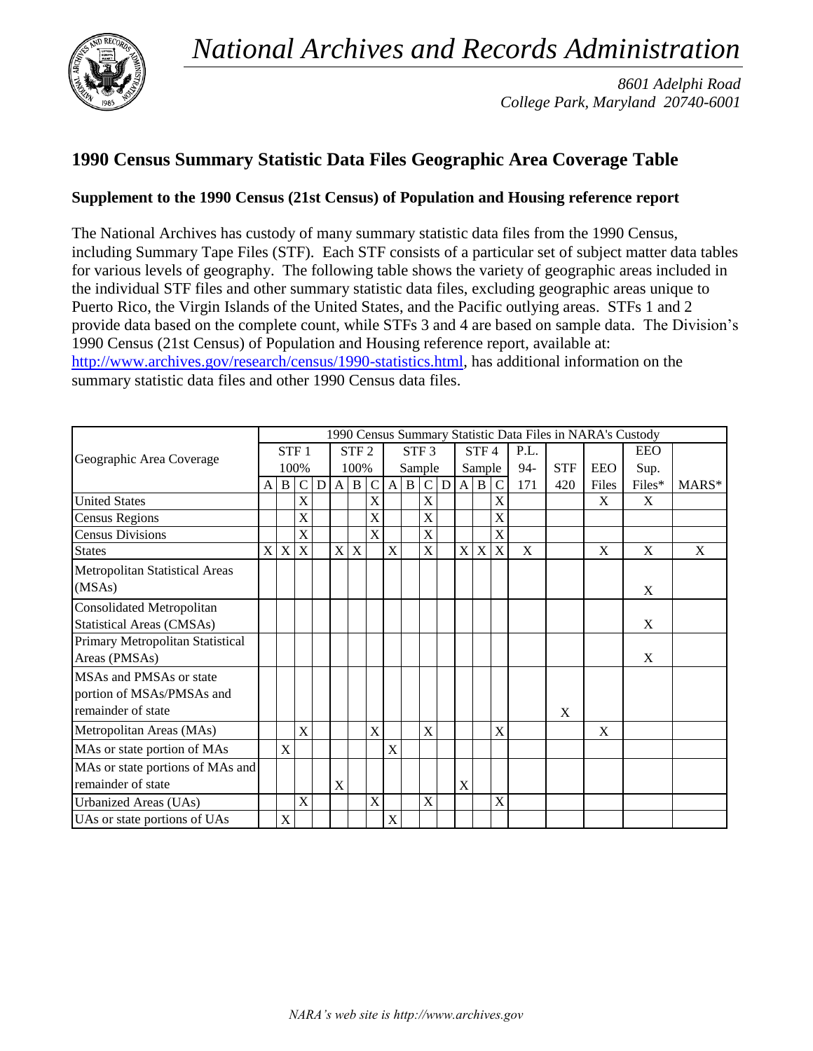# 1990 Census Summary Statistic Data Files Geographic Area Coverage Table

## Supplement to the 1990 Census (21st Census) of Population and Housing reference report

The National Archives has custody of many summary statistic data files from the 1990 Census, including Summary Tape Files (STF). Each STF consists of a particular set of subject matter data tables for various levels of geography. The following table shows the variety of geographic areas included in the individual STF files and other summary statistic data files, excluding geographic areas unique to Puerto Rico, the Virgin Islands of the United States, and the Pacific outlying areas. STFs 1 and 2 provide data based on the complete count, while STFs 3 and 4 are based on sample data. The Division's 1990 Census (21st Census) of Population and Housing reference report, available at: http://www.archives.gov/research/census/1990-statistics.html, has additional information on the summary statistic data files and other 1990 Census data files.

| Geographic Area Coverage | 1990 Census Summary Statistic Data Files in NARA's Custody | | | | | | | | | | | | | | | | | | |
|---|---|---|---|---|---|---|---|---|---|---|---|---|---|---|---|---|---|---|---|
| | STF 1 100% | | | | STF 2 100% | | | STF 3 Sample | | | | STF 4 Sample | | | P.L. 94-171 | STF 420 | EEO Files | EEO Sup. Files* | MARS* |
| | A | B | C | D | A | B | C | A | B | C | D | A | B | C | | | | | |
| United States | | | X | | | | X | | | X | | | | X | | | X | X | |
| Census Regions | | | X | | | | X | | | X | | | | X | | | | | |
| Census Divisions | | | X | | | | X | | | X | | | | X | | | | | |
| States | X | X | X | | X | X | | X | | X | | X | X | X | X | | X | X | X |
| Metropolitan Statistical Areas (MSAs) | | | | | | | | | | | | | | | | | | X | |
| Consolidated Metropolitan Statistical Areas (CMSAs) | | | | | | | | | | | | | | | | | | X | |
| Primary Metropolitan Statistical Areas (PMSAs) | | | | | | | | | | | | | | | | | | X | |
| MSAs and PMSAs or state portion of MSAs/PMSAs and remainder of state | | | | | | | | | | | | | | | | X | | | |
| Metropolitan Areas (MAs) | | | X | | | | X | | | X | | | | X | | | X | | |
| MAs or state portion of MAs | | X | | | | | | X | | | | | | | | | | | |
| MAs or state portions of MAs and remainder of state | | | | | X | | | | | | | X | | | | | | | |
| Urbanized Areas (UAs) | | | X | | | | X | | | X | | | | X | | | | | |
| UAs or state portions of UAs | | X | | | | | | X | | | | | | | | | | | |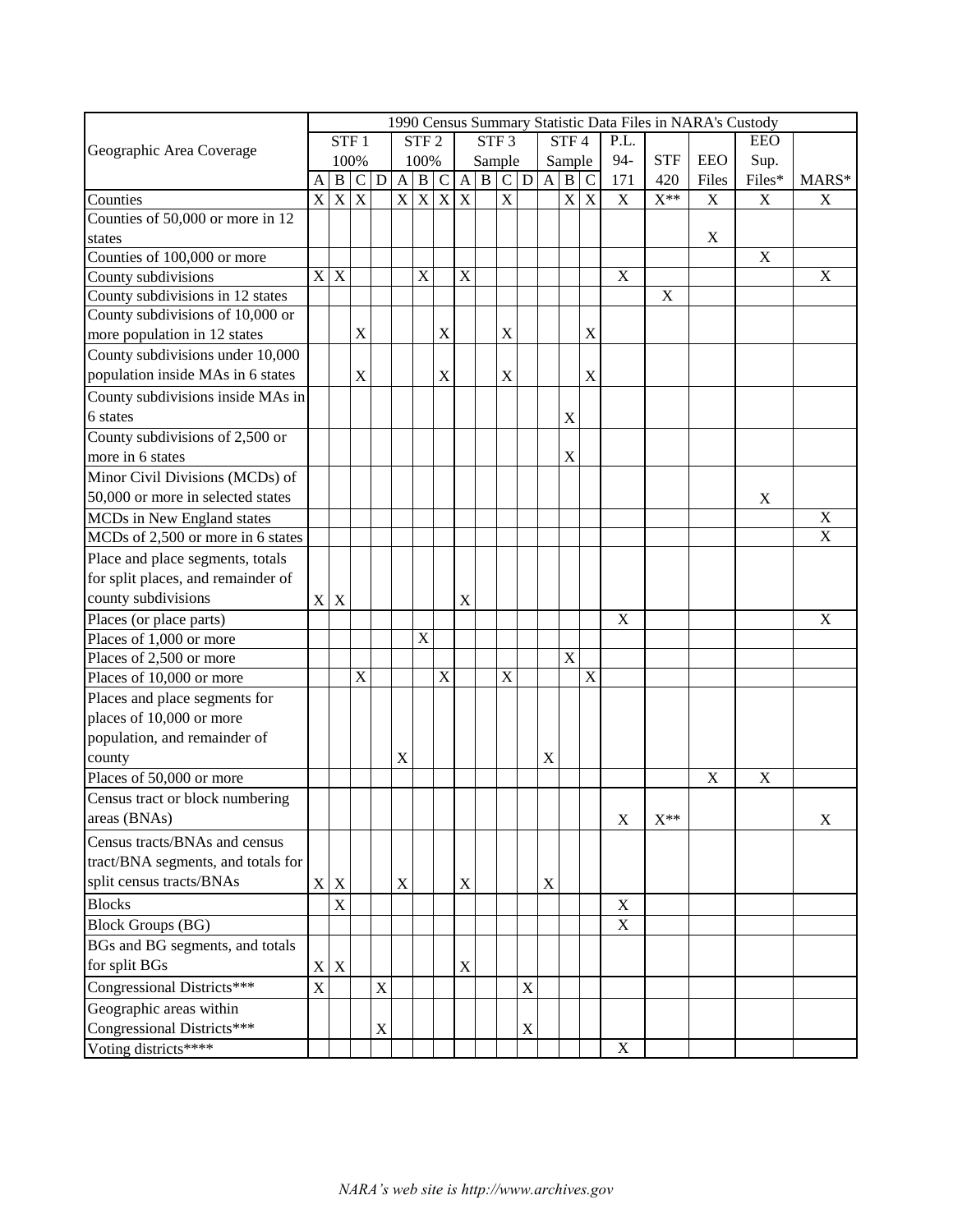| Geographic Area Coverage | 1990 Census Summary Statistic Data Files in NARA's Custody | | | | | | | | | | | | | | | | | | |
|---|---|---|---|---|---|---|---|---|---|---|---|---|---|---|---|---|---|---|---|
| | STF 1 100% | | | | STF 2 100% | | | STF 3 Sample | | | | STF 4 Sample | | | P.L. 94-171 | STF 420 | EEO Files | EEO Sup. Files* | MARS* |
| | A | B | C | D | A | B | C | A | B | C | D | A | B | C | | | | | |
| Counties | X | X | X | | X | X | X | X | | X | | | X | X | X | X** | X | X | X |
| Counties of 50,000 or more in 12 states | | | | | | | | | | | | | | | | | X | | |
| Counties of 100,000 or more | | | | | | | | | | | | | | | | | | X | |
| County subdivisions | X | X | | | | X | | X | | | | | | | X | | | | X |
| County subdivisions in 12 states | | | | | | | | | | | | | | | | X | | | |
| County subdivisions of 10,000 or more population in 12 states | | | X | | | | X | | | X | | | | X | | | | | |
| County subdivisions under 10,000 population inside MAs in 6 states | | | X | | | | X | | | X | | | | X | | | | | |
| County subdivisions inside MAs in 6 states | | | | | | | | | | | | | X | | | | | | |
| County subdivisions of 2,500 or more in 6 states | | | | | | | | | | | | | X | | | | | | |
| Minor Civil Divisions (MCDs) of 50,000 or more in selected states | | | | | | | | | | | | | | | | | | X | |
| MCDs in New England states | | | | | | | | | | | | | | | | | | | X |
| MCDs of 2,500 or more in 6 states | | | | | | | | | | | | | | | | | | | X |
| Place and place segments, totals for split places, and remainder of county subdivisions | X | X | | | | | | X | | | | | | | | | | | |
| Places (or place parts) | | | | | | | | | | | | | | | X | | | | X |
| Places of 1,000 or more | | | | | | X | | | | | | | | | | | | | |
| Places of 2,500 or more | | | | | | | | | | | | | X | | | | | | |
| Places of 10,000 or more | | | X | | | | X | | | X | | | | X | | | | | |
| Places and place segments for places of 10,000 or more population, and remainder of county | | | | | X | | | | | | | X | | | | | | | |
| Places of 50,000 or more | | | | | | | | | | | | | | | | | X | X | |
| Census tract or block numbering areas (BNAs) | | | | | | | | | | | | | | | X | X** | | | X |
| Census tracts/BNAs and census tract/BNA segments, and totals for split census tracts/BNAs | X | X | | | X | | | X | | | | X | | | | | | | |
| Blocks | | X | | | | | | | | | | | | | X | | | | |
| Block Groups (BG) | | | | | | | | | | | | | | | X | | | | |
| BGs and BG segments, and totals for split BGs | X | X | | | | | | X | | | | | | | | | | | |
| Congressional Districts*** | X | | | X | | | | | | | X | | | | | | | | |
| Geographic areas within Congressional Districts*** | | | | X | | | | | | | X | | | | | | | | |
| Voting districts**** | | | | | | | | | | | | | | | X | | | | |

*NARA's web site is http://www.archives.gov*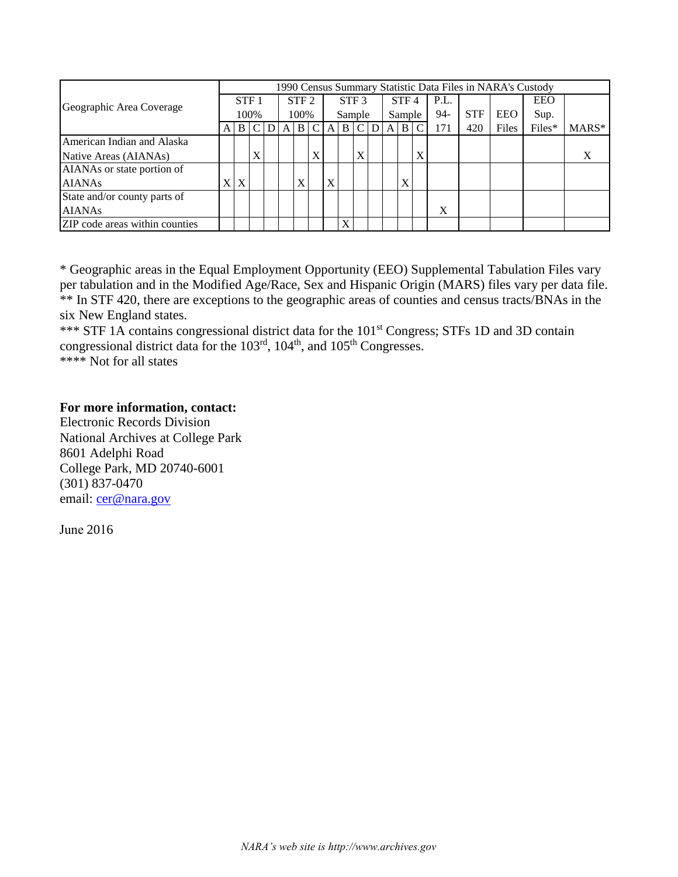| Geographic Area Coverage | 1990 Census Summary Statistic Data Files in NARA's Custody | | | | | | | | | | | | | | | | | | |
|---|---|---|---|---|---|---|---|---|---|---|---|---|---|---|---|---|---|---|---|
| | STF 1 100% | | | | STF 2 100% | | | STF 3 Sample | | | | STF 4 Sample | | | P.L. 94-171 | STF 420 | EEO Files | EEO Sup. Files* | MARS* |
| | A | B | C | D | A | B | C | A | B | C | D | A | B | C | | | | | |
| American Indian and Alaska Native Areas (AIANAs) | | | X | | | | X | | | X | | | | X | | | | | X |
| AIANAs or state portion of AIANAs | X | X | | | | X | | X | | | | | X | | | | | | |
| State and/or county parts of AIANAs | | | | | | | | | | | | | | | X | | | | |
| ZIP code areas within counties | | | | | | | | | X | | | | | | | | | | |

* Geographic areas in the Equal Employment Opportunity (EEO) Supplemental Tabulation Files vary per tabulation and in the Modified Age/Race, Sex and Hispanic Origin (MARS) files vary per data file.
** In STF 420, there are exceptions to the geographic areas of counties and census tracts/BNAs in the six New England states.
*** STF 1A contains congressional district data for the 101st Congress; STFs 1D and 3D contain congressional district data for the 103rd, 104th, and 105th Congresses.
**** Not for all states

**For more information, contact:**
Electronic Records Division
National Archives at College Park
8601 Adelphi Road
College Park, MD 20740-6001
(301) 837-0470
email: cer@nara.gov

June 2016